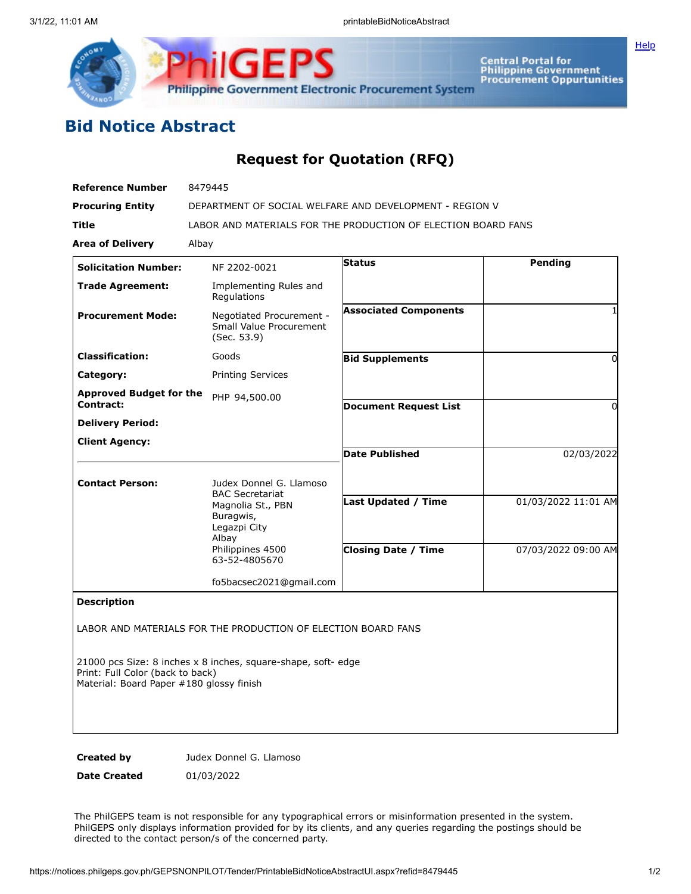# Bid Notice Abstract

## Request for Quotation (RFQ)

| | |
|---|---|
| **Reference Number** | 8479445 |
| **Procuring Entity** | DEPARTMENT OF SOCIAL WELFARE AND DEVELOPMENT - REGION V |
| **Title** | LABOR AND MATERIALS FOR THE PRODUCTION OF ELECTION BOARD FANS |
| **Area of Delivery** | Albay |

| | |
|---|---|
| **Solicitation Number:** | NF 2202-0021 |
| **Trade Agreement:** | Implementing Rules and Regulations |
| **Procurement Mode:** | Negotiated Procurement - Small Value Procurement (Sec. 53.9) |
| **Classification:** | Goods |
| **Category:** | Printing Services |
| **Approved Budget for the Contract:** | PHP 94,500.00 |
| **Delivery Period:** | |
| **Client Agency:** | |
| **Contact Person:** | Judex Donnel G. Llamoso<br>BAC Secretariat<br>Magnolia St., PBN<br>Buragwis,<br>Legazpi City<br>Albay<br>Philippines 4500<br>63-52-4805670<br><br>fo5bacsec2021@gmail.com |

| | |
|---|---|
| **Status** | Pending |
| **Associated Components** | 1 |
| **Bid Supplements** | 0 |
| **Document Request List** | 0 |
| **Date Published** | 02/03/2022 |
| **Last Updated / Time** | 01/03/2022 11:01 AM |
| **Closing Date / Time** | 07/03/2022 09:00 AM |

**Description**

LABOR AND MATERIALS FOR THE PRODUCTION OF ELECTION BOARD FANS

21000 pcs Size: 8 inches x 8 inches, square-shape, soft- edge
Print: Full Color (back to back)
Material: Board Paper #180 glossy finish

| | |
|---|---|
| **Created by** | Judex Donnel G. Llamoso |
| **Date Created** | 01/03/2022 |

The PhilGEPS team is not responsible for any typographical errors or misinformation presented in the system. PhilGEPS only displays information provided for by its clients, and any queries regarding the postings should be directed to the contact person/s of the concerned party.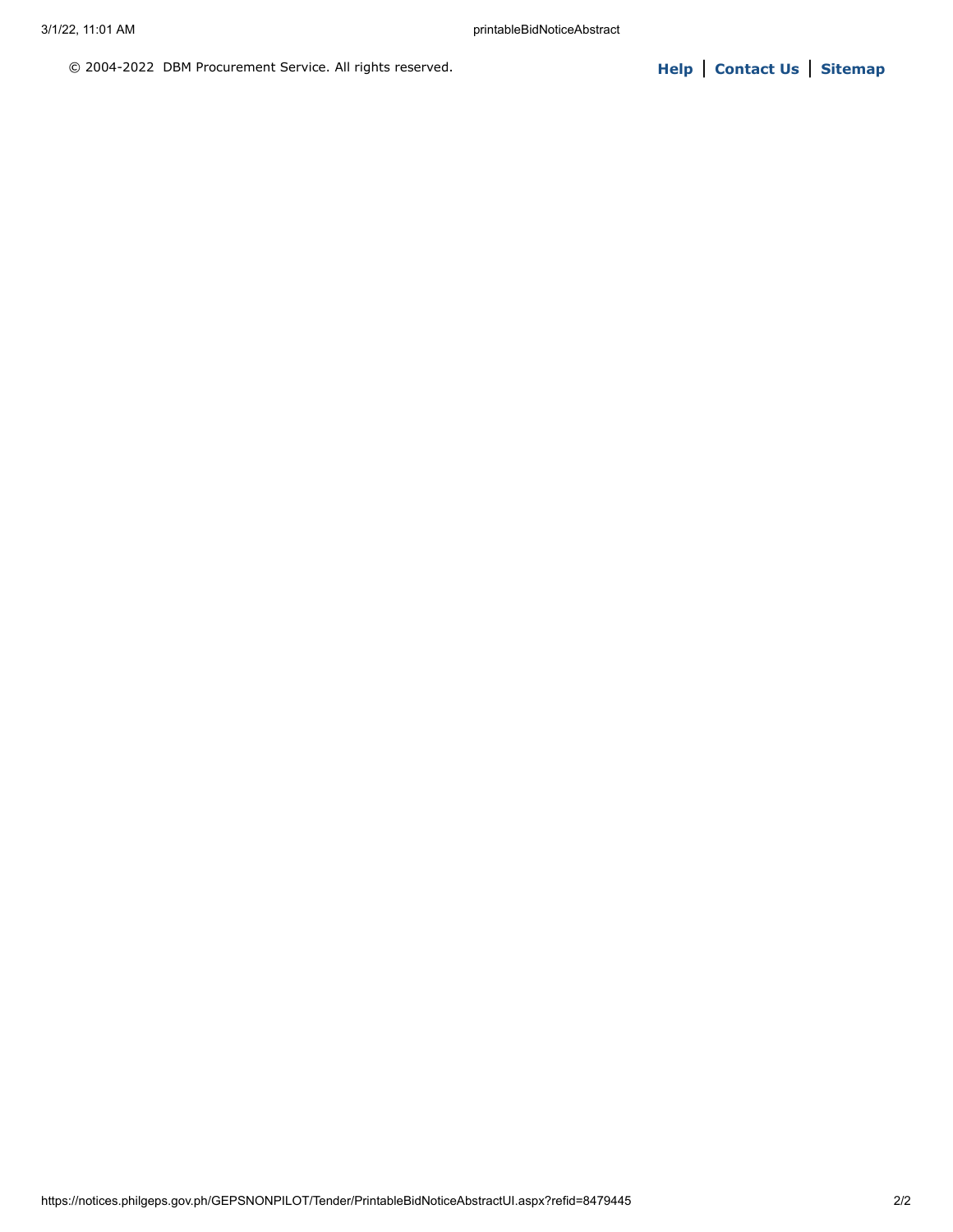© 2004-2022 DBM Procurement Service. All rights reserved.

**Help** | **Contact Us** | **Sitemap**